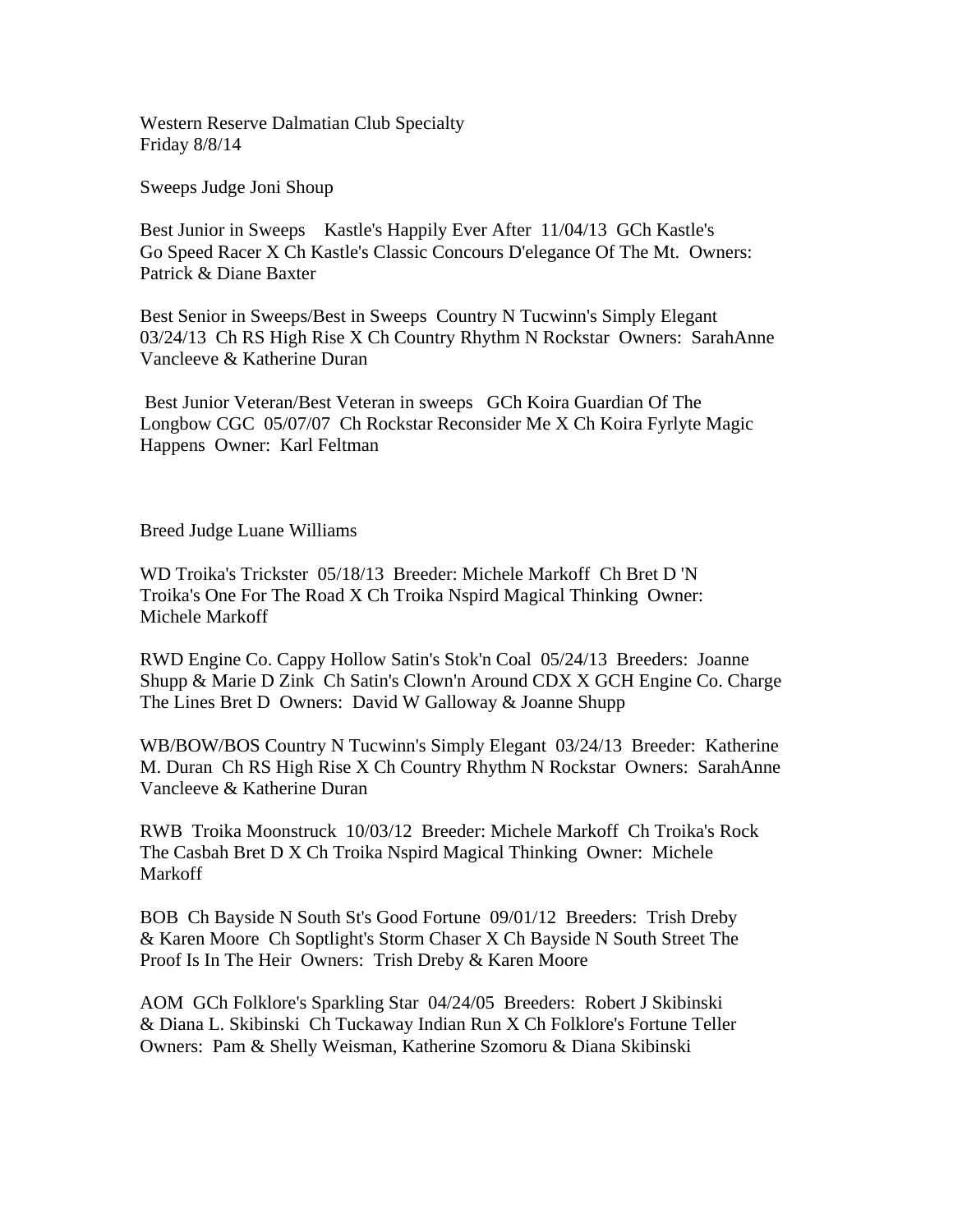Western Reserve Dalmatian Club Specialty
Friday 8/8/14

Sweeps Judge Joni Shoup

Best Junior in Sweeps Kastle's Happily Ever After 11/04/13 GCh Kastle's Go Speed Racer X Ch Kastle's Classic Concours D'elegance Of The Mt. Owners: Patrick & Diane Baxter

Best Senior in Sweeps/Best in Sweeps Country N Tucwinn's Simply Elegant 03/24/13 Ch RS High Rise X Ch Country Rhythm N Rockstar Owners: SarahAnne Vancleeve & Katherine Duran

Best Junior Veteran/Best Veteran in sweeps GCh Koira Guardian Of The Longbow CGC 05/07/07 Ch Rockstar Reconsider Me X Ch Koira Fyrlyte Magic Happens Owner: Karl Feltman

Breed Judge Luane Williams

WD Troika's Trickster 05/18/13 Breeder: Michele Markoff Ch Bret D 'N Troika's One For The Road X Ch Troika Nspird Magical Thinking Owner: Michele Markoff

RWD Engine Co. Cappy Hollow Satin's Stok'n Coal 05/24/13 Breeders: Joanne Shupp & Marie D Zink Ch Satin's Clown'n Around CDX X GCH Engine Co. Charge The Lines Bret D Owners: David W Galloway & Joanne Shupp

WB/BOW/BOS Country N Tucwinn's Simply Elegant 03/24/13 Breeder: Katherine M. Duran Ch RS High Rise X Ch Country Rhythm N Rockstar Owners: SarahAnne Vancleeve & Katherine Duran

RWB Troika Moonstruck 10/03/12 Breeder: Michele Markoff Ch Troika's Rock The Casbah Bret D X Ch Troika Nspird Magical Thinking Owner: Michele Markoff

BOB Ch Bayside N South St's Good Fortune 09/01/12 Breeders: Trish Dreby & Karen Moore Ch Soptlight's Storm Chaser X Ch Bayside N South Street The Proof Is In The Heir Owners: Trish Dreby & Karen Moore

AOM GCh Folklore's Sparkling Star 04/24/05 Breeders: Robert J Skibinski & Diana L. Skibinski Ch Tuckaway Indian Run X Ch Folklore's Fortune Teller Owners: Pam & Shelly Weisman, Katherine Szomoru & Diana Skibinski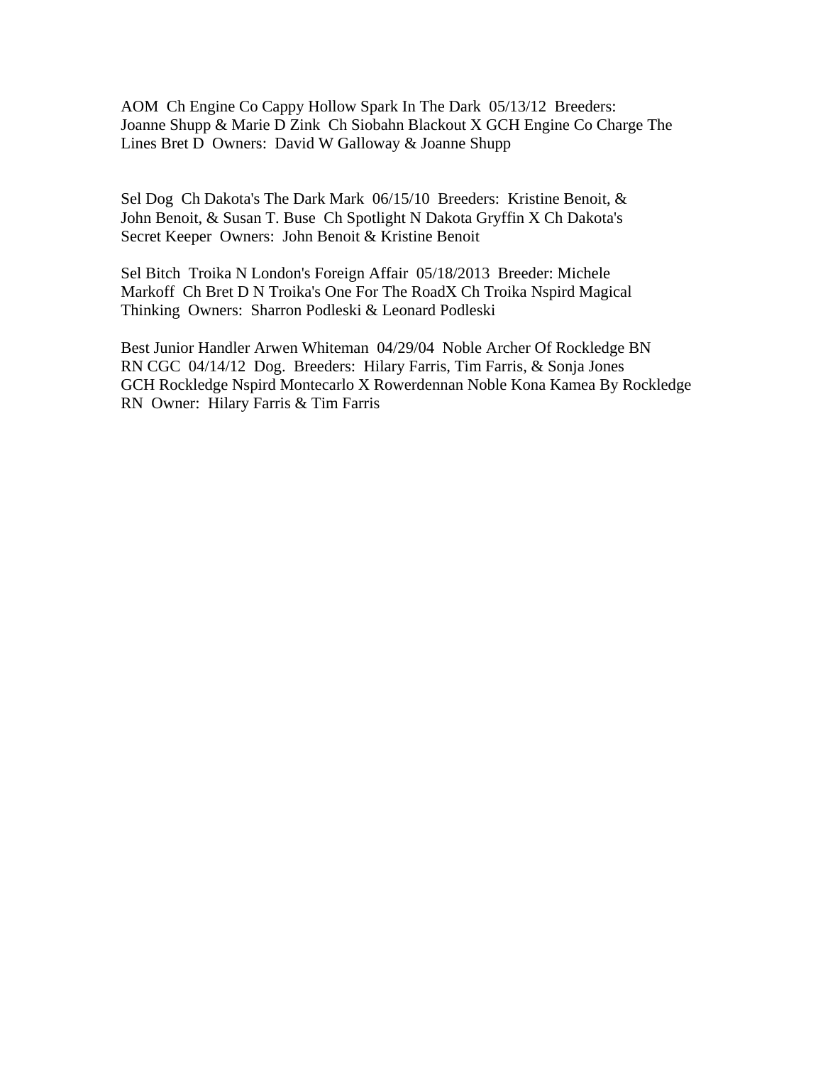AOM  Ch Engine Co Cappy Hollow Spark In The Dark  05/13/12  Breeders: Joanne Shupp & Marie D Zink  Ch Siobahn Blackout X GCH Engine Co Charge The Lines Bret D  Owners:  David W Galloway & Joanne Shupp

Sel Dog  Ch Dakota's The Dark Mark  06/15/10  Breeders:  Kristine Benoit, & John Benoit, & Susan T. Buse  Ch Spotlight N Dakota Gryffin X Ch Dakota's Secret Keeper  Owners:  John Benoit & Kristine Benoit

Sel Bitch  Troika N London's Foreign Affair  05/18/2013  Breeder: Michele Markoff  Ch Bret D N Troika's One For The RoadX Ch Troika Nspird Magical Thinking  Owners:  Sharron Podleski & Leonard Podleski

Best Junior Handler Arwen Whiteman  04/29/04  Noble Archer Of Rockledge BN RN CGC  04/14/12  Dog.  Breeders:  Hilary Farris, Tim Farris, & Sonja Jones GCH Rockledge Nspird Montecarlo X Rowerdennan Noble Kona Kamea By Rockledge RN  Owner:  Hilary Farris & Tim Farris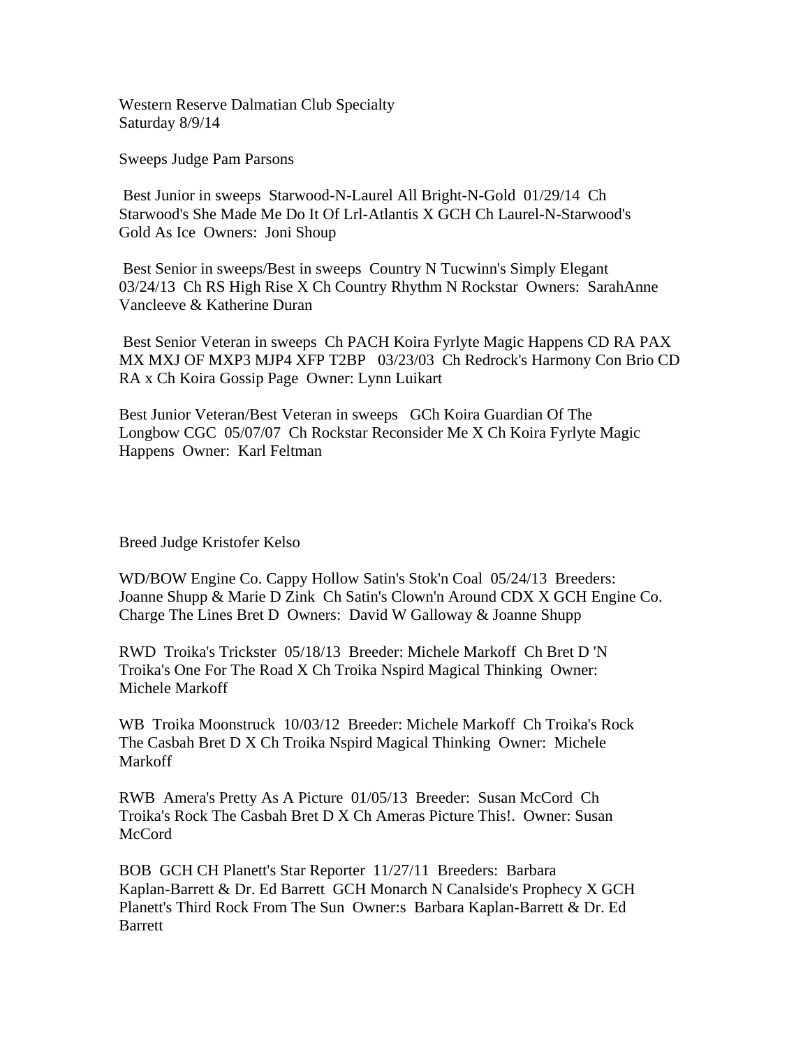Western Reserve Dalmatian Club Specialty
Saturday 8/9/14

Sweeps Judge Pam Parsons

Best Junior in sweeps Starwood-N-Laurel All Bright-N-Gold 01/29/14 Ch Starwood's She Made Me Do It Of Lrl-Atlantis X GCH Ch Laurel-N-Starwood's Gold As Ice Owners: Joni Shoup

Best Senior in sweeps/Best in sweeps Country N Tucwinn's Simply Elegant 03/24/13 Ch RS High Rise X Ch Country Rhythm N Rockstar Owners: SarahAnne Vancleeve & Katherine Duran

Best Senior Veteran in sweeps Ch PACH Koira Fyrlyte Magic Happens CD RA PAX MX MXJ OF MXP3 MJP4 XFP T2BP 03/23/03 Ch Redrock's Harmony Con Brio CD RA x Ch Koira Gossip Page Owner: Lynn Luikart

Best Junior Veteran/Best Veteran in sweeps GCh Koira Guardian Of The Longbow CGC 05/07/07 Ch Rockstar Reconsider Me X Ch Koira Fyrlyte Magic Happens Owner: Karl Feltman

Breed Judge Kristofer Kelso

WD/BOW Engine Co. Cappy Hollow Satin's Stok'n Coal 05/24/13 Breeders: Joanne Shupp & Marie D Zink Ch Satin's Clown'n Around CDX X GCH Engine Co. Charge The Lines Bret D Owners: David W Galloway & Joanne Shupp

RWD Troika's Trickster 05/18/13 Breeder: Michele Markoff Ch Bret D 'N Troika's One For The Road X Ch Troika Nspird Magical Thinking Owner: Michele Markoff

WB Troika Moonstruck 10/03/12 Breeder: Michele Markoff Ch Troika's Rock The Casbah Bret D X Ch Troika Nspird Magical Thinking Owner: Michele Markoff

RWB Amera's Pretty As A Picture 01/05/13 Breeder: Susan McCord Ch Troika's Rock The Casbah Bret D X Ch Ameras Picture This!. Owner: Susan McCord

BOB GCH CH Planett's Star Reporter 11/27/11 Breeders: Barbara Kaplan-Barrett & Dr. Ed Barrett GCH Monarch N Canalside's Prophecy X GCH Planett's Third Rock From The Sun Owner:s Barbara Kaplan-Barrett & Dr. Ed Barrett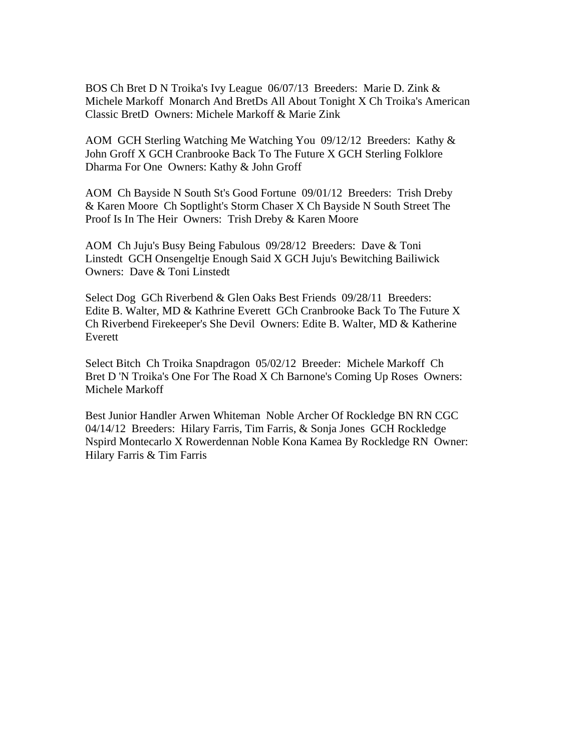BOS Ch Bret D N Troika's Ivy League 06/07/13 Breeders: Marie D. Zink & Michele Markoff Monarch And BretDs All About Tonight X Ch Troika's American Classic BretD Owners: Michele Markoff & Marie Zink

AOM GCH Sterling Watching Me Watching You 09/12/12 Breeders: Kathy & John Groff X GCH Cranbrooke Back To The Future X GCH Sterling Folklore Dharma For One Owners: Kathy & John Groff

AOM Ch Bayside N South St's Good Fortune 09/01/12 Breeders: Trish Dreby & Karen Moore Ch Soptlight's Storm Chaser X Ch Bayside N South Street The Proof Is In The Heir Owners: Trish Dreby & Karen Moore

AOM Ch Juju's Busy Being Fabulous 09/28/12 Breeders: Dave & Toni Linstedt GCH Onsengeltje Enough Said X GCH Juju's Bewitching Bailiwick Owners: Dave & Toni Linstedt

Select Dog GCh Riverbend & Glen Oaks Best Friends 09/28/11 Breeders: Edite B. Walter, MD & Kathrine Everett GCh Cranbrooke Back To The Future X Ch Riverbend Firekeeper's She Devil Owners: Edite B. Walter, MD & Katherine Everett

Select Bitch Ch Troika Snapdragon 05/02/12 Breeder: Michele Markoff Ch Bret D 'N Troika's One For The Road X Ch Barnone's Coming Up Roses Owners: Michele Markoff

Best Junior Handler Arwen Whiteman Noble Archer Of Rockledge BN RN CGC 04/14/12 Breeders: Hilary Farris, Tim Farris, & Sonja Jones GCH Rockledge Nspird Montecarlo X Rowerdennan Noble Kona Kamea By Rockledge RN Owner: Hilary Farris & Tim Farris